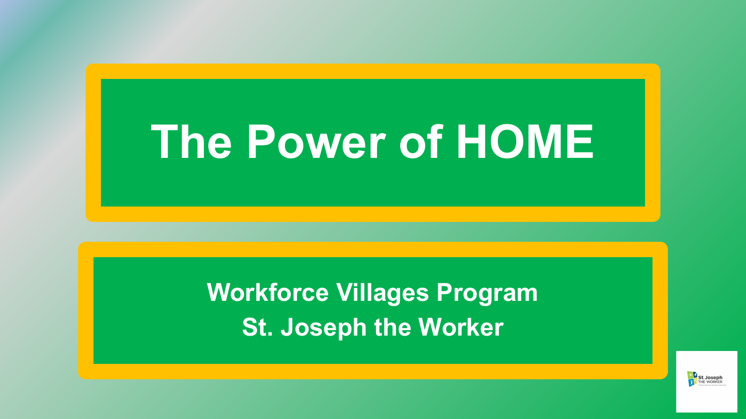# The Power of HOME

**Workforce Villages Program**
**St. Joseph the Worker**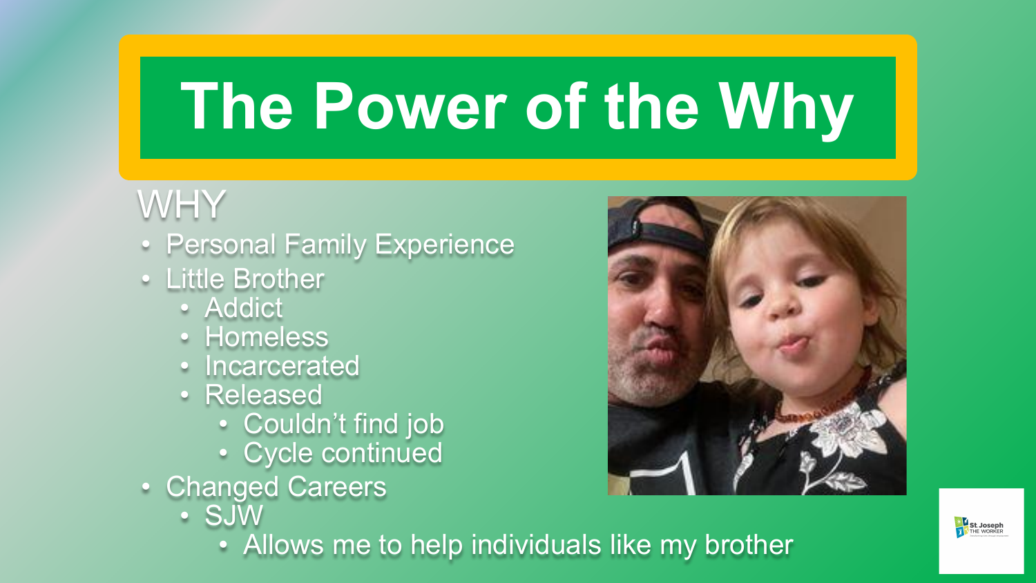# The Power of the Why

## WHY

- Personal Family Experience
- Little Brother
  - Addict
  - Homeless
  - Incarcerated
  - Released
    - Couldn't find job
    - Cycle continued
- Changed Careers
  - SJW
    - Allows me to help individuals like my brother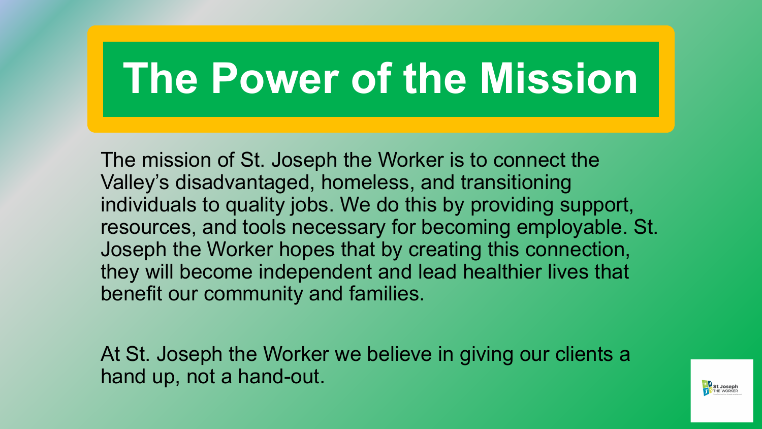# The Power of the Mission

The mission of St. Joseph the Worker is to connect the Valley's disadvantaged, homeless, and transitioning individuals to quality jobs. We do this by providing support, resources, and tools necessary for becoming employable. St. Joseph the Worker hopes that by creating this connection, they will become independent and lead healthier lives that benefit our community and families.

At St. Joseph the Worker we believe in giving our clients a hand up, not a hand-out.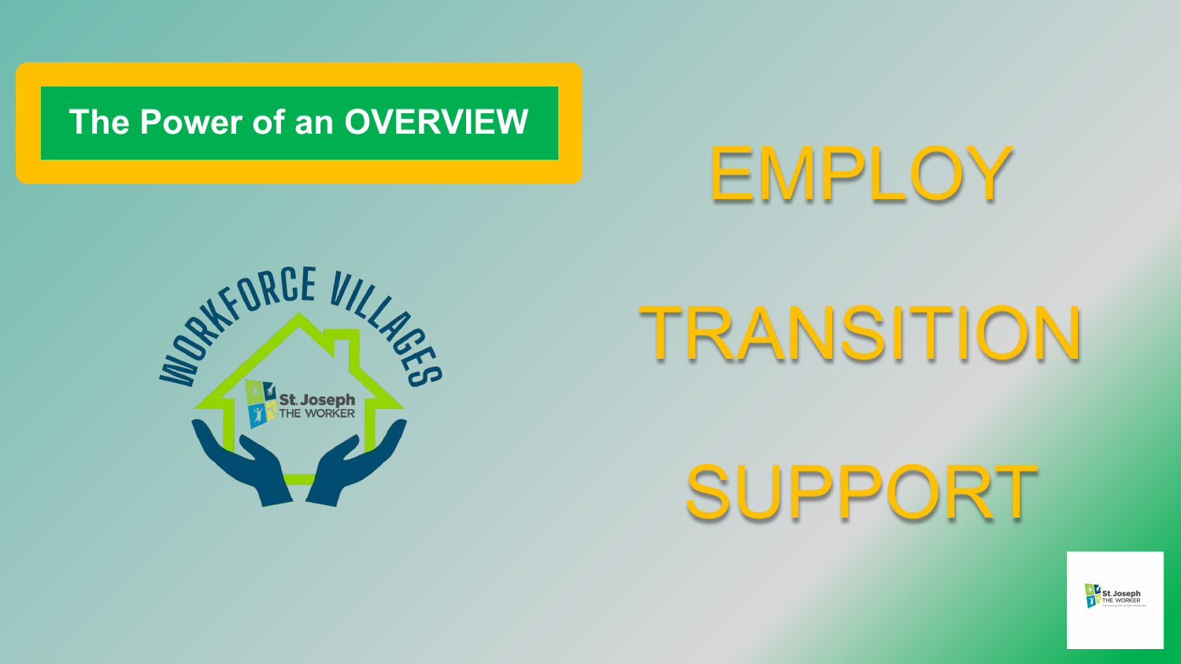## The Power of an OVERVIEW

WORKFORCE VILLAGES

St. Joseph THE WORKER

# EMPLOY

# TRANSITION

# SUPPORT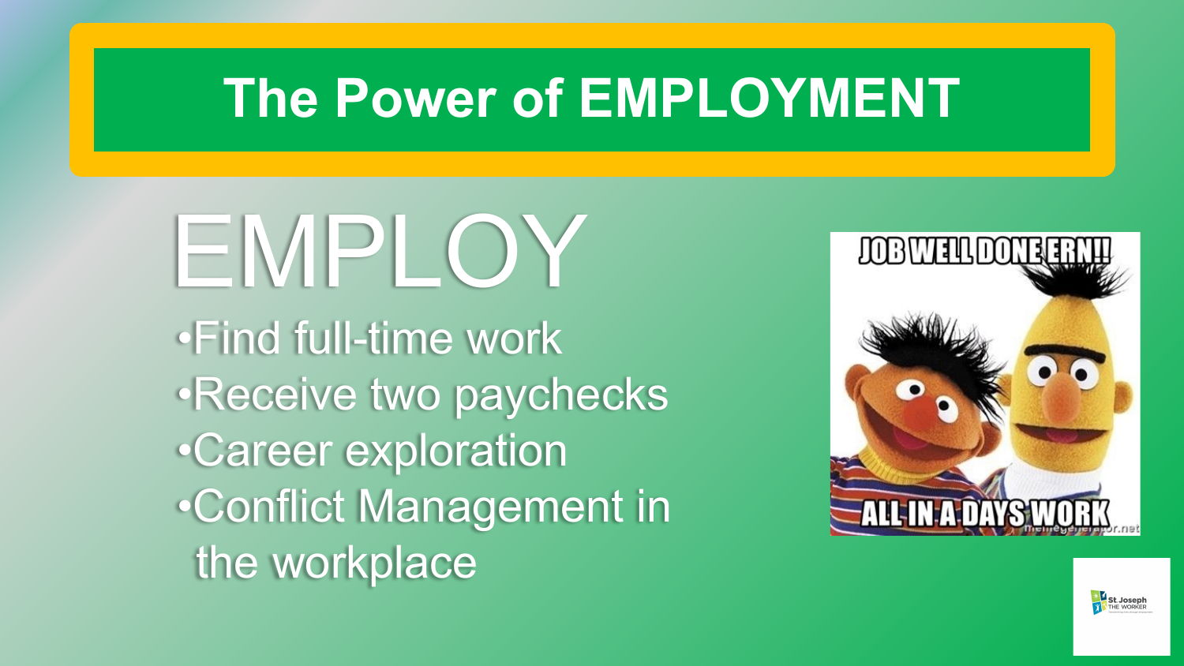# The Power of EMPLOYMENT

## EMPLOY

- Find full-time work
- Receive two paychecks
- Career exploration
- Conflict Management in the workplace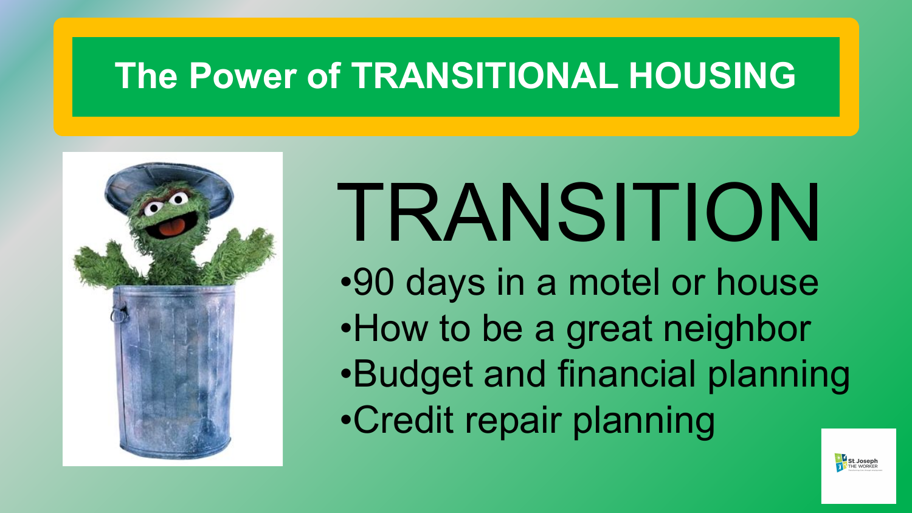# The Power of TRANSITIONAL HOUSING

## TRANSITION

- 90 days in a motel or house
- How to be a great neighbor
- Budget and financial planning
- Credit repair planning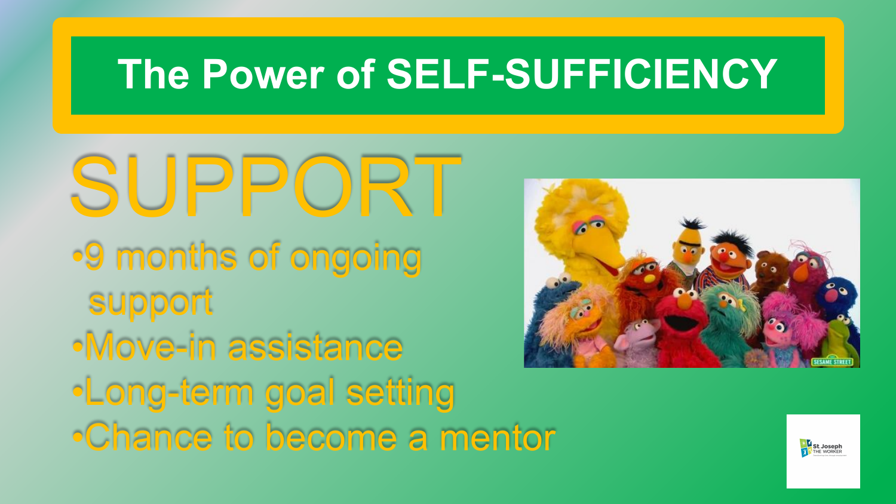# The Power of SELF-SUFFICIENCY

## SUPPORT

- 9 months of ongoing support
- Move-in assistance
- Long-term goal setting
- Chance to become a mentor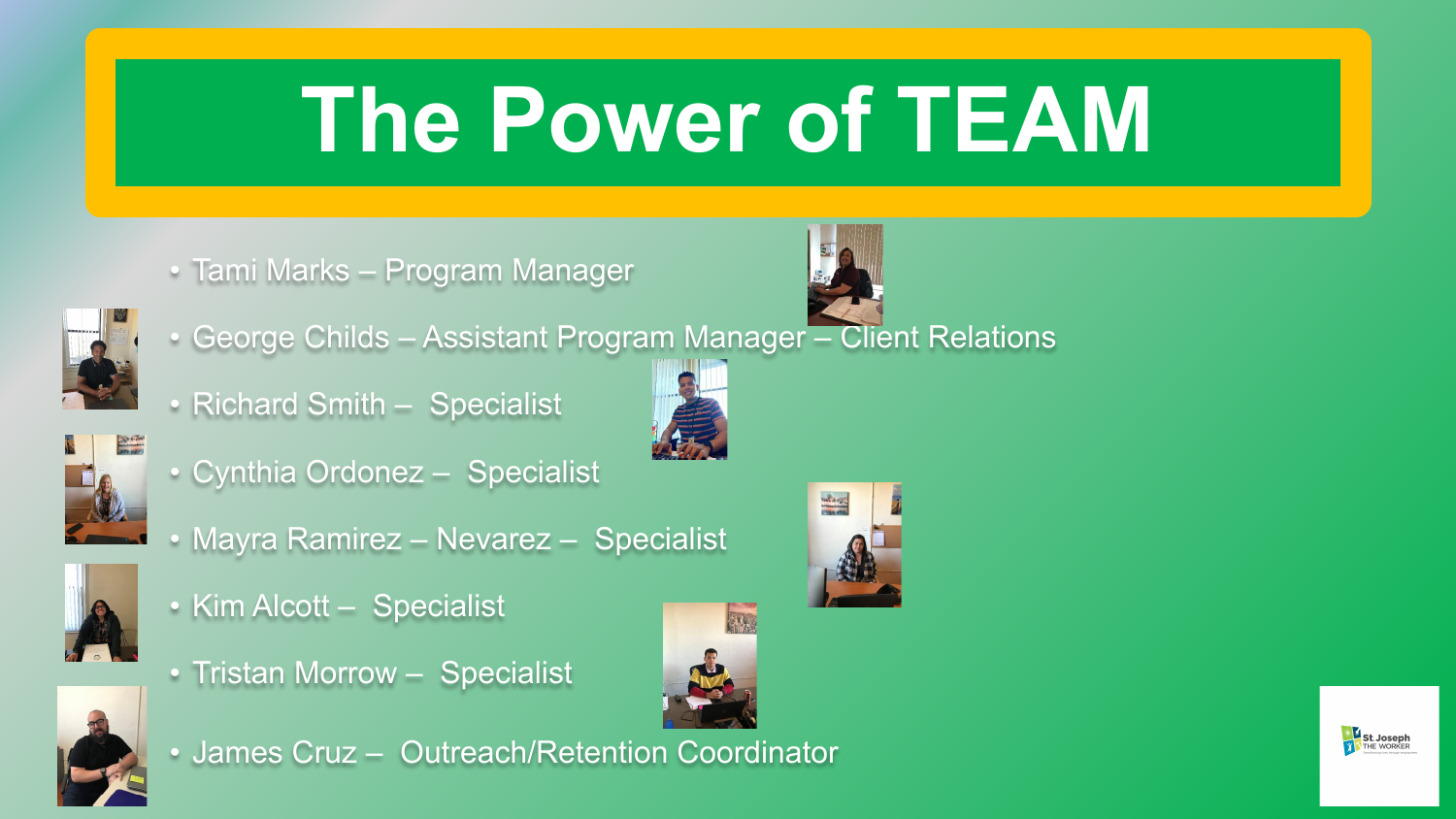# The Power of TEAM

- Tami Marks – Program Manager
- George Childs – Assistant Program Manager – Client Relations
- Richard Smith – Specialist
- Cynthia Ordonez – Specialist
- Mayra Ramirez – Nevarez – Specialist
- Kim Alcott – Specialist
- Tristan Morrow – Specialist
- James Cruz – Outreach/Retention Coordinator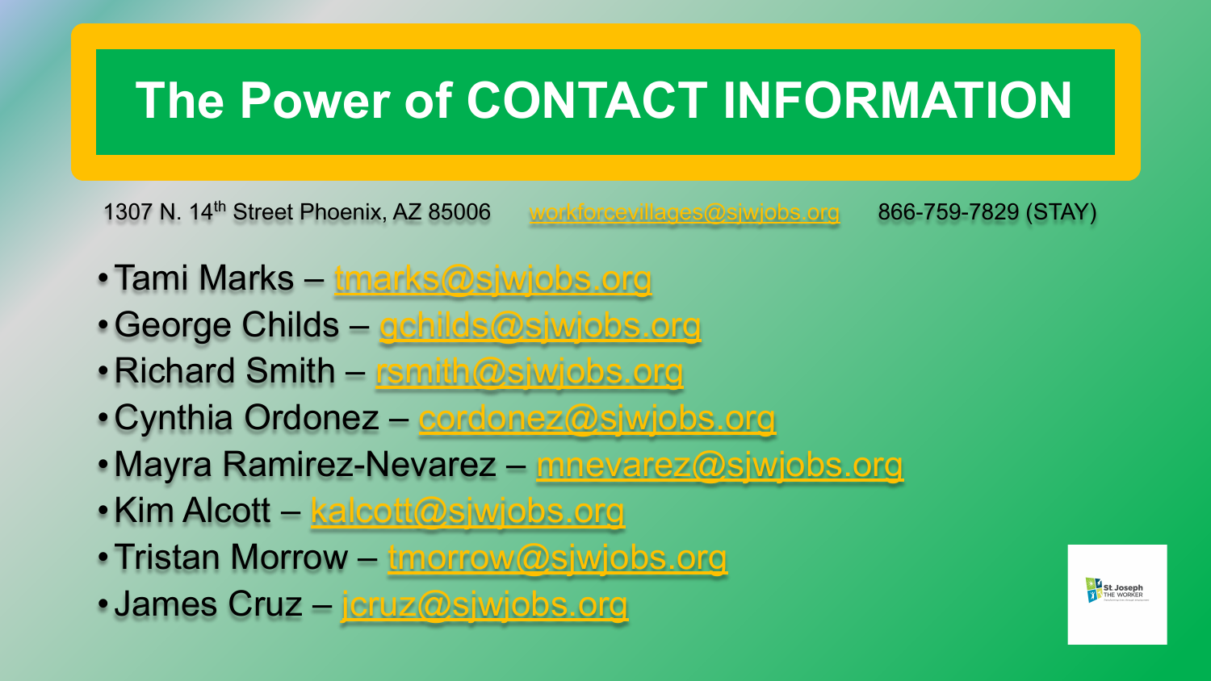# The Power of CONTACT INFORMATION

1307 N. 14th Street Phoenix, AZ 85006 workforcevillages@sjwjobs.org 866-759-7829 (STAY)

- Tami Marks – tmarks@sjwjobs.org
- George Childs – gchilds@sjwjobs.org
- Richard Smith – rsmith@sjwjobs.org
- Cynthia Ordonez – cordonez@sjwjobs.org
- Mayra Ramirez-Nevarez – mnevarez@sjwjobs.org
- Kim Alcott – kalcott@sjwjobs.org
- Tristan Morrow – tmorrow@sjwjobs.org
- James Cruz – jcruz@sjwjobs.org